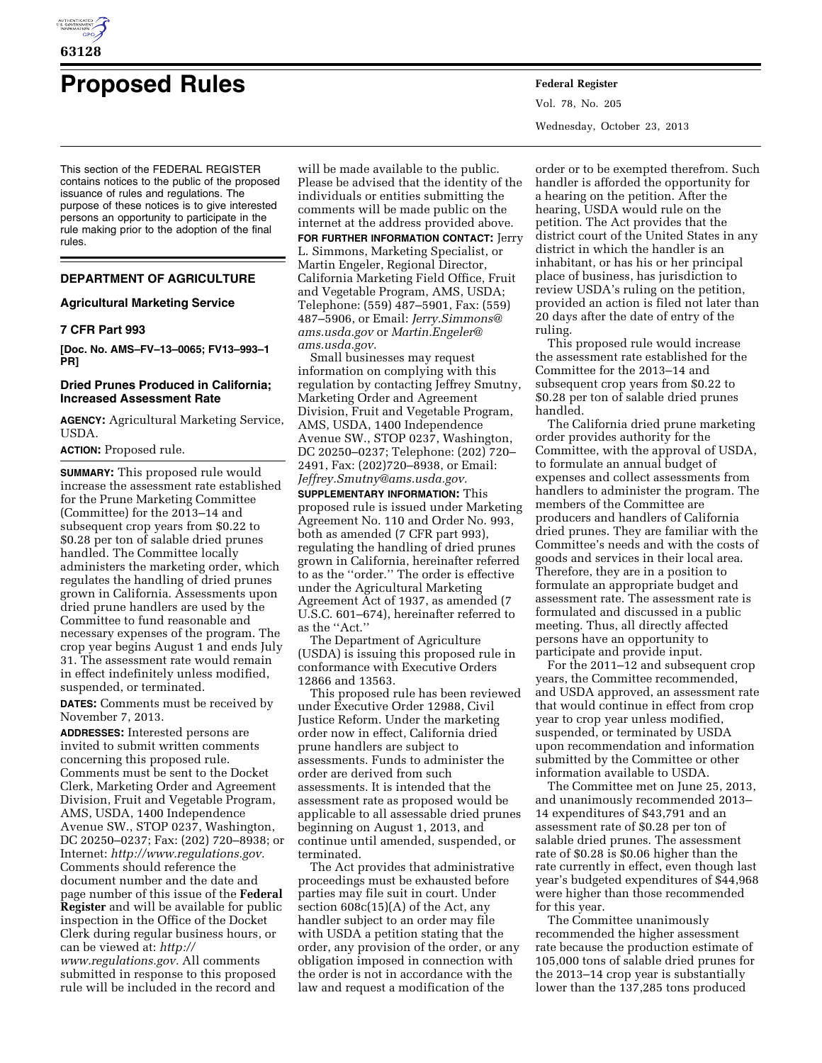# Proposed Rules

This section of the FEDERAL REGISTER contains notices to the public of the proposed issuance of rules and regulations. The purpose of these notices is to give interested persons an opportunity to participate in the rule making prior to the adoption of the final rules.

## DEPARTMENT OF AGRICULTURE

### Agricultural Marketing Service

### 7 CFR Part 993

**[Doc. No. AMS–FV–13–0065; FV13–993–1 PR]**

### Dried Prunes Produced in California; Increased Assessment Rate

**AGENCY:** Agricultural Marketing Service, USDA.

**ACTION:** Proposed rule.

**SUMMARY:** This proposed rule would increase the assessment rate established for the Prune Marketing Committee (Committee) for the 2013–14 and subsequent crop years from $0.22 to $0.28 per ton of salable dried prunes handled. The Committee locally administers the marketing order, which regulates the handling of dried prunes grown in California. Assessments upon dried prune handlers are used by the Committee to fund reasonable and necessary expenses of the program. The crop year begins August 1 and ends July 31. The assessment rate would remain in effect indefinitely unless modified, suspended, or terminated.

**DATES:** Comments must be received by November 7, 2013.

**ADDRESSES:** Interested persons are invited to submit written comments concerning this proposed rule. Comments must be sent to the Docket Clerk, Marketing Order and Agreement Division, Fruit and Vegetable Program, AMS, USDA, 1400 Independence Avenue SW., STOP 0237, Washington, DC 20250–0237; Fax: (202) 720–8938; or Internet: *http://www.regulations.gov.* Comments should reference the document number and the date and page number of this issue of the **Federal Register** and will be available for public inspection in the Office of the Docket Clerk during regular business hours, or can be viewed at: *http://www.regulations.gov.* All comments submitted in response to this proposed rule will be included in the record and will be made available to the public. Please be advised that the identity of the individuals or entities submitting the comments will be made public on the internet at the address provided above.

**FOR FURTHER INFORMATION CONTACT:** Jerry L. Simmons, Marketing Specialist, or Martin Engeler, Regional Director, California Marketing Field Office, Fruit and Vegetable Program, AMS, USDA; Telephone: (559) 487–5901, Fax: (559) 487–5906, or Email: *Jerry.Simmons@ams.usda.gov* or *Martin.Engeler@ams.usda.gov.*

Small businesses may request information on complying with this regulation by contacting Jeffrey Smutny, Marketing Order and Agreement Division, Fruit and Vegetable Program, AMS, USDA, 1400 Independence Avenue SW., STOP 0237, Washington, DC 20250–0237; Telephone: (202) 720–2491, Fax: (202)720–8938, or Email: *Jeffrey.Smutny@ams.usda.gov.*

**SUPPLEMENTARY INFORMATION:** This proposed rule is issued under Marketing Agreement No. 110 and Order No. 993, both as amended (7 CFR part 993), regulating the handling of dried prunes grown in California, hereinafter referred to as the ''order.'' The order is effective under the Agricultural Marketing Agreement Act of 1937, as amended (7 U.S.C. 601–674), hereinafter referred to as the ''Act.''

The Department of Agriculture (USDA) is issuing this proposed rule in conformance with Executive Orders 12866 and 13563.

This proposed rule has been reviewed under Executive Order 12988, Civil Justice Reform. Under the marketing order now in effect, California dried prune handlers are subject to assessments. Funds to administer the order are derived from such assessments. It is intended that the assessment rate as proposed would be applicable to all assessable dried prunes beginning on August 1, 2013, and continue until amended, suspended, or terminated.

The Act provides that administrative proceedings must be exhausted before parties may file suit in court. Under section 608c(15)(A) of the Act, any handler subject to an order may file with USDA a petition stating that the order, any provision of the order, or any obligation imposed in connection with the order is not in accordance with the law and request a modification of the order or to be exempted therefrom. Such handler is afforded the opportunity for a hearing on the petition. After the hearing, USDA would rule on the petition. The Act provides that the district court of the United States in any district in which the handler is an inhabitant, or has his or her principal place of business, has jurisdiction to review USDA's ruling on the petition, provided an action is filed not later than 20 days after the date of entry of the ruling.

This proposed rule would increase the assessment rate established for the Committee for the 2013–14 and subsequent crop years from $0.22 to $0.28 per ton of salable dried prunes handled.

The California dried prune marketing order provides authority for the Committee, with the approval of USDA, to formulate an annual budget of expenses and collect assessments from handlers to administer the program. The members of the Committee are producers and handlers of California dried prunes. They are familiar with the Committee's needs and with the costs of goods and services in their local area. Therefore, they are in a position to formulate an appropriate budget and assessment rate. The assessment rate is formulated and discussed in a public meeting. Thus, all directly affected persons have an opportunity to participate and provide input.

For the 2011–12 and subsequent crop years, the Committee recommended, and USDA approved, an assessment rate that would continue in effect from crop year to crop year unless modified, suspended, or terminated by USDA upon recommendation and information submitted by the Committee or other information available to USDA.

The Committee met on June 25, 2013, and unanimously recommended 2013–14 expenditures of $43,791 and an assessment rate of $0.28 per ton of salable dried prunes. The assessment rate of $0.28 is $0.06 higher than the rate currently in effect, even though last year's budgeted expenditures of $44,968 were higher than those recommended for this year.

The Committee unanimously recommended the higher assessment rate because the production estimate of 105,000 tons of salable dried prunes for the 2013–14 crop year is substantially lower than the 137,285 tons produced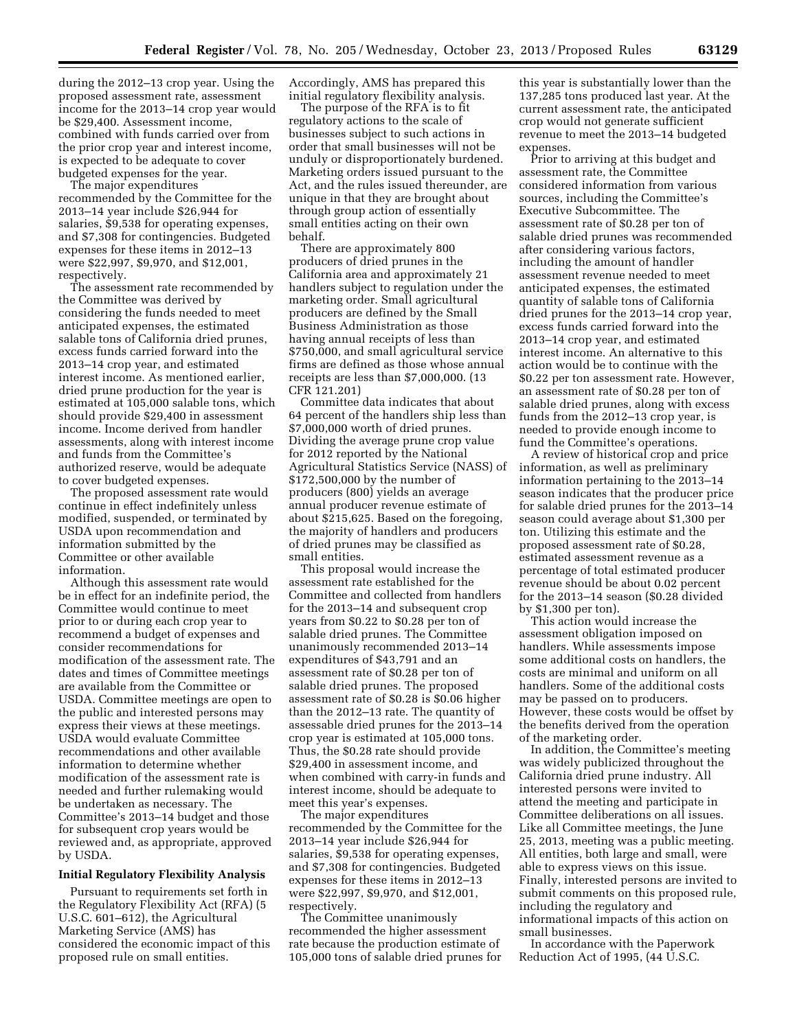during the 2012–13 crop year. Using the proposed assessment rate, assessment income for the 2013–14 crop year would be $29,400. Assessment income, combined with funds carried over from the prior crop year and interest income, is expected to be adequate to cover budgeted expenses for the year.

The major expenditures recommended by the Committee for the 2013–14 year include $26,944 for salaries, $9,538 for operating expenses, and $7,308 for contingencies. Budgeted expenses for these items in 2012–13 were $22,997, $9,970, and $12,001, respectively.

The assessment rate recommended by the Committee was derived by considering the funds needed to meet anticipated expenses, the estimated salable tons of California dried prunes, excess funds carried forward into the 2013–14 crop year, and estimated interest income. As mentioned earlier, dried prune production for the year is estimated at 105,000 salable tons, which should provide $29,400 in assessment income. Income derived from handler assessments, along with interest income and funds from the Committee's authorized reserve, would be adequate to cover budgeted expenses.

The proposed assessment rate would continue in effect indefinitely unless modified, suspended, or terminated by USDA upon recommendation and information submitted by the Committee or other available information.

Although this assessment rate would be in effect for an indefinite period, the Committee would continue to meet prior to or during each crop year to recommend a budget of expenses and consider recommendations for modification of the assessment rate. The dates and times of Committee meetings are available from the Committee or USDA. Committee meetings are open to the public and interested persons may express their views at these meetings. USDA would evaluate Committee recommendations and other available information to determine whether modification of the assessment rate is needed and further rulemaking would be undertaken as necessary. The Committee's 2013–14 budget and those for subsequent crop years would be reviewed and, as appropriate, approved by USDA.

**Initial Regulatory Flexibility Analysis**

Pursuant to requirements set forth in the Regulatory Flexibility Act (RFA) (5 U.S.C. 601–612), the Agricultural Marketing Service (AMS) has considered the economic impact of this proposed rule on small entities. Accordingly, AMS has prepared this initial regulatory flexibility analysis.

The purpose of the RFA is to fit regulatory actions to the scale of businesses subject to such actions in order that small businesses will not be unduly or disproportionately burdened. Marketing orders issued pursuant to the Act, and the rules issued thereunder, are unique in that they are brought about through group action of essentially small entities acting on their own behalf.

There are approximately 800 producers of dried prunes in the California area and approximately 21 handlers subject to regulation under the marketing order. Small agricultural producers are defined by the Small Business Administration as those having annual receipts of less than $750,000, and small agricultural service firms are defined as those whose annual receipts are less than $7,000,000. (13 CFR 121.201)

Committee data indicates that about 64 percent of the handlers ship less than $7,000,000 worth of dried prunes. Dividing the average prune crop value for 2012 reported by the National Agricultural Statistics Service (NASS) of $172,500,000 by the number of producers (800) yields an average annual producer revenue estimate of about $215,625. Based on the foregoing, the majority of handlers and producers of dried prunes may be classified as small entities.

This proposal would increase the assessment rate established for the Committee and collected from handlers for the 2013–14 and subsequent crop years from $0.22 to $0.28 per ton of salable dried prunes. The Committee unanimously recommended 2013–14 expenditures of $43,791 and an assessment rate of $0.28 per ton of salable dried prunes. The proposed assessment rate of $0.28 is $0.06 higher than the 2012–13 rate. The quantity of assessable dried prunes for the 2013–14 crop year is estimated at 105,000 tons. Thus, the $0.28 rate should provide $29,400 in assessment income, and when combined with carry-in funds and interest income, should be adequate to meet this year's expenses.

The major expenditures recommended by the Committee for the 2013–14 year include $26,944 for salaries, $9,538 for operating expenses, and $7,308 for contingencies. Budgeted expenses for these items in 2012–13 were $22,997, $9,970, and $12,001, respectively.

The Committee unanimously recommended the higher assessment rate because the production estimate of 105,000 tons of salable dried prunes for this year is substantially lower than the 137,285 tons produced last year. At the current assessment rate, the anticipated crop would not generate sufficient revenue to meet the 2013–14 budgeted expenses.

Prior to arriving at this budget and assessment rate, the Committee considered information from various sources, including the Committee's Executive Subcommittee. The assessment rate of $0.28 per ton of salable dried prunes was recommended after considering various factors, including the amount of handler assessment revenue needed to meet anticipated expenses, the estimated quantity of salable tons of California dried prunes for the 2013–14 crop year, excess funds carried forward into the 2013–14 crop year, and estimated interest income. An alternative to this action would be to continue with the $0.22 per ton assessment rate. However, an assessment rate of $0.28 per ton of salable dried prunes, along with excess funds from the 2012–13 crop year, is needed to provide enough income to fund the Committee's operations.

A review of historical crop and price information, as well as preliminary information pertaining to the 2013–14 season indicates that the producer price for salable dried prunes for the 2013–14 season could average about $1,300 per ton. Utilizing this estimate and the proposed assessment rate of $0.28, estimated assessment revenue as a percentage of total estimated producer revenue should be about 0.02 percent for the 2013–14 season ($0.28 divided by $1,300 per ton).

This action would increase the assessment obligation imposed on handlers. While assessments impose some additional costs on handlers, the costs are minimal and uniform on all handlers. Some of the additional costs may be passed on to producers. However, these costs would be offset by the benefits derived from the operation of the marketing order.

In addition, the Committee's meeting was widely publicized throughout the California dried prune industry. All interested persons were invited to attend the meeting and participate in Committee deliberations on all issues. Like all Committee meetings, the June 25, 2013, meeting was a public meeting. All entities, both large and small, were able to express views on this issue. Finally, interested persons are invited to submit comments on this proposed rule, including the regulatory and informational impacts of this action on small businesses.

In accordance with the Paperwork Reduction Act of 1995, (44 U.S.C.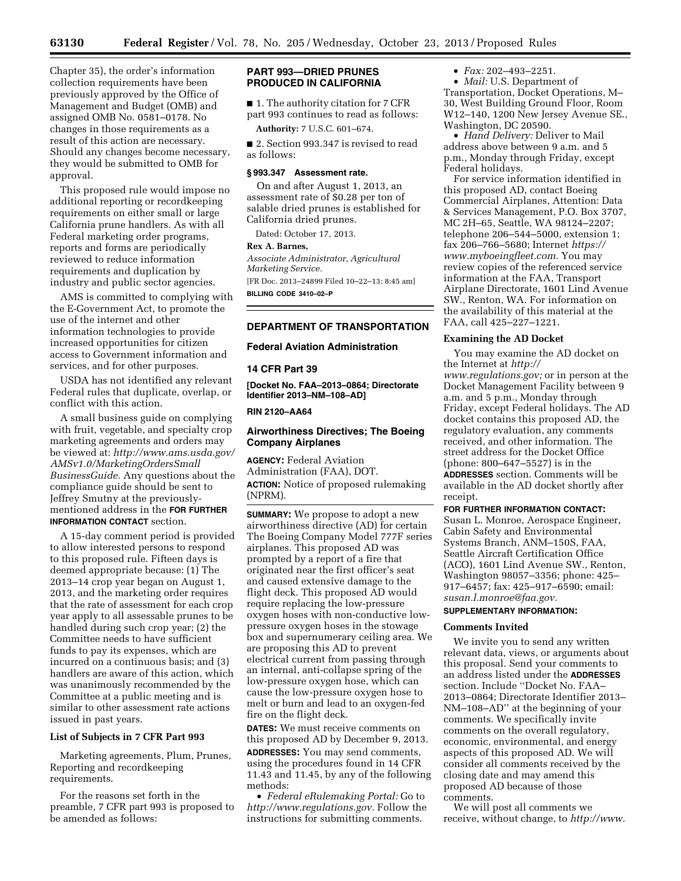Chapter 35), the order's information collection requirements have been previously approved by the Office of Management and Budget (OMB) and assigned OMB No. 0581–0178. No changes in those requirements as a result of this action are necessary. Should any changes become necessary, they would be submitted to OMB for approval.

This proposed rule would impose no additional reporting or recordkeeping requirements on either small or large California prune handlers. As with all Federal marketing order programs, reports and forms are periodically reviewed to reduce information requirements and duplication by industry and public sector agencies.

AMS is committed to complying with the E-Government Act, to promote the use of the internet and other information technologies to provide increased opportunities for citizen access to Government information and services, and for other purposes.

USDA has not identified any relevant Federal rules that duplicate, overlap, or conflict with this action.

A small business guide on complying with fruit, vegetable, and specialty crop marketing agreements and orders may be viewed at: *http://www.ams.usda.gov/AMSv1.0/MarketingOrdersSmallBusinessGuide.* Any questions about the compliance guide should be sent to Jeffrey Smutny at the previously-mentioned address in the **FOR FURTHER INFORMATION CONTACT** section.

A 15-day comment period is provided to allow interested persons to respond to this proposed rule. Fifteen days is deemed appropriate because: (1) The 2013–14 crop year began on August 1, 2013, and the marketing order requires that the rate of assessment for each crop year apply to all assessable prunes to be handled during such crop year; (2) the Committee needs to have sufficient funds to pay its expenses, which are incurred on a continuous basis; and (3) handlers are aware of this action, which was unanimously recommended by the Committee at a public meeting and is similar to other assessment rate actions issued in past years.

### List of Subjects in 7 CFR Part 993

Marketing agreements, Plum, Prunes, Reporting and recordkeeping requirements.

For the reasons set forth in the preamble, 7 CFR part 993 is proposed to be amended as follows:

## PART 993—DRIED PRUNES PRODUCED IN CALIFORNIA

■ 1. The authority citation for 7 CFR part 993 continues to read as follows:

**Authority:** 7 U.S.C. 601–674.

■ 2. Section 993.347 is revised to read as follows:

### § 993.347 Assessment rate.

On and after August 1, 2013, an assessment rate of $0.28 per ton of salable dried prunes is established for California dried prunes.

Dated: October 17, 2013.

**Rex A. Barnes,**

*Associate Administrator, Agricultural Marketing Service.*

[FR Doc. 2013–24899 Filed 10–22–13; 8:45 am]

**BILLING CODE 3410–02–P**

## DEPARTMENT OF TRANSPORTATION

### Federal Aviation Administration

### 14 CFR Part 39

**[Docket No. FAA–2013–0864; Directorate Identifier 2013–NM–108–AD]**

**RIN 2120–AA64**

## Airworthiness Directives; The Boeing Company Airplanes

**AGENCY:** Federal Aviation Administration (FAA), DOT.

**ACTION:** Notice of proposed rulemaking (NPRM).

**SUMMARY:** We propose to adopt a new airworthiness directive (AD) for certain The Boeing Company Model 777F series airplanes. This proposed AD was prompted by a report of a fire that originated near the first officer's seat and caused extensive damage to the flight deck. This proposed AD would require replacing the low-pressure oxygen hoses with non-conductive low-pressure oxygen hoses in the stowage box and supernumerary ceiling area. We are proposing this AD to prevent electrical current from passing through an internal, anti-collapse spring of the low-pressure oxygen hose, which can cause the low-pressure oxygen hose to melt or burn and lead to an oxygen-fed fire on the flight deck.

**DATES:** We must receive comments on this proposed AD by December 9, 2013.

**ADDRESSES:** You may send comments, using the procedures found in 14 CFR 11.43 and 11.45, by any of the following methods:

- *Federal eRulemaking Portal:* Go to *http://www.regulations.gov.* Follow the instructions for submitting comments.
- *Fax:* 202–493–2251.
- *Mail:* U.S. Department of Transportation, Docket Operations, M–30, West Building Ground Floor, Room W12–140, 1200 New Jersey Avenue SE., Washington, DC 20590.
- *Hand Delivery:* Deliver to Mail address above between 9 a.m. and 5 p.m., Monday through Friday, except Federal holidays.

For service information identified in this proposed AD, contact Boeing Commercial Airplanes, Attention: Data & Services Management, P.O. Box 3707, MC 2H–65, Seattle, WA 98124–2207; telephone 206–544–5000, extension 1; fax 206–766–5680; Internet *https://www.myboeingfleet.com.* You may review copies of the referenced service information at the FAA, Transport Airplane Directorate, 1601 Lind Avenue SW., Renton, WA. For information on the availability of this material at the FAA, call 425–227–1221.

### Examining the AD Docket

You may examine the AD docket on the Internet at *http://www.regulations.gov;* or in person at the Docket Management Facility between 9 a.m. and 5 p.m., Monday through Friday, except Federal holidays. The AD docket contains this proposed AD, the regulatory evaluation, any comments received, and other information. The street address for the Docket Office (phone: 800–647–5527) is in the **ADDRESSES** section. Comments will be available in the AD docket shortly after receipt.

**FOR FURTHER INFORMATION CONTACT:** Susan L. Monroe, Aerospace Engineer, Cabin Safety and Environmental Systems Branch, ANM–150S, FAA, Seattle Aircraft Certification Office (ACO), 1601 Lind Avenue SW., Renton, Washington 98057–3356; phone: 425–917–6457; fax: 425–917–6590; email: *susan.l.monroe@faa.gov.*

**SUPPLEMENTARY INFORMATION:**

### Comments Invited

We invite you to send any written relevant data, views, or arguments about this proposal. Send your comments to an address listed under the **ADDRESSES** section. Include ''Docket No. FAA–2013–0864; Directorate Identifier 2013–NM–108–AD'' at the beginning of your comments. We specifically invite comments on the overall regulatory, economic, environmental, and energy aspects of this proposed AD. We will consider all comments received by the closing date and may amend this proposed AD because of those comments.

We will post all comments we receive, without change, to *http://www.*